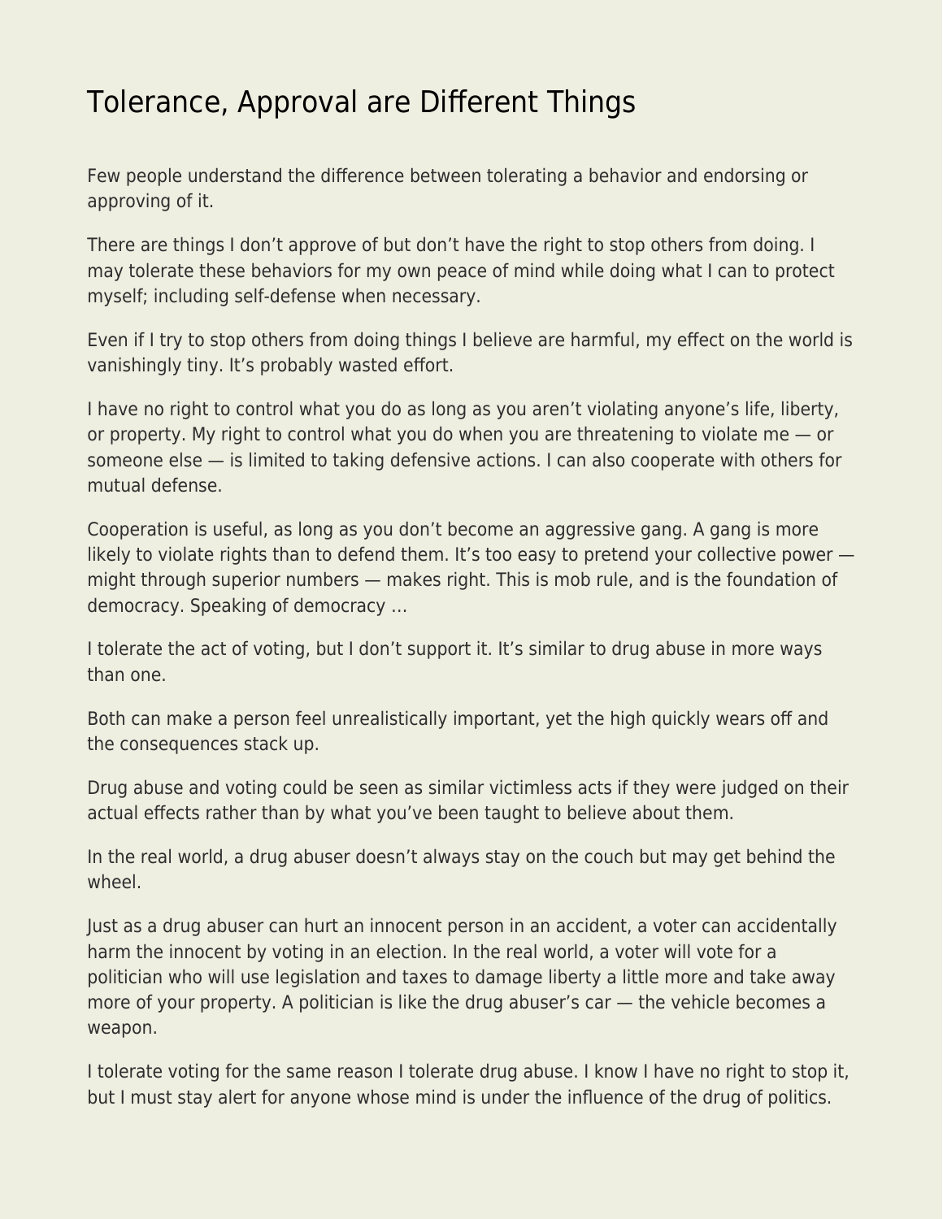# Tolerance, Approval are Different Things

Few people understand the difference between tolerating a behavior and endorsing or approving of it.

There are things I don't approve of but don't have the right to stop others from doing. I may tolerate these behaviors for my own peace of mind while doing what I can to protect myself; including self-defense when necessary.

Even if I try to stop others from doing things I believe are harmful, my effect on the world is vanishingly tiny. It's probably wasted effort.

I have no right to control what you do as long as you aren't violating anyone's life, liberty, or property. My right to control what you do when you are threatening to violate me — or someone else — is limited to taking defensive actions. I can also cooperate with others for mutual defense.

Cooperation is useful, as long as you don't become an aggressive gang. A gang is more likely to violate rights than to defend them. It's too easy to pretend your collective power — might through superior numbers — makes right. This is mob rule, and is the foundation of democracy. Speaking of democracy …

I tolerate the act of voting, but I don't support it. It's similar to drug abuse in more ways than one.

Both can make a person feel unrealistically important, yet the high quickly wears off and the consequences stack up.

Drug abuse and voting could be seen as similar victimless acts if they were judged on their actual effects rather than by what you've been taught to believe about them.

In the real world, a drug abuser doesn't always stay on the couch but may get behind the wheel.

Just as a drug abuser can hurt an innocent person in an accident, a voter can accidentally harm the innocent by voting in an election. In the real world, a voter will vote for a politician who will use legislation and taxes to damage liberty a little more and take away more of your property. A politician is like the drug abuser's car — the vehicle becomes a weapon.

I tolerate voting for the same reason I tolerate drug abuse. I know I have no right to stop it, but I must stay alert for anyone whose mind is under the influence of the drug of politics.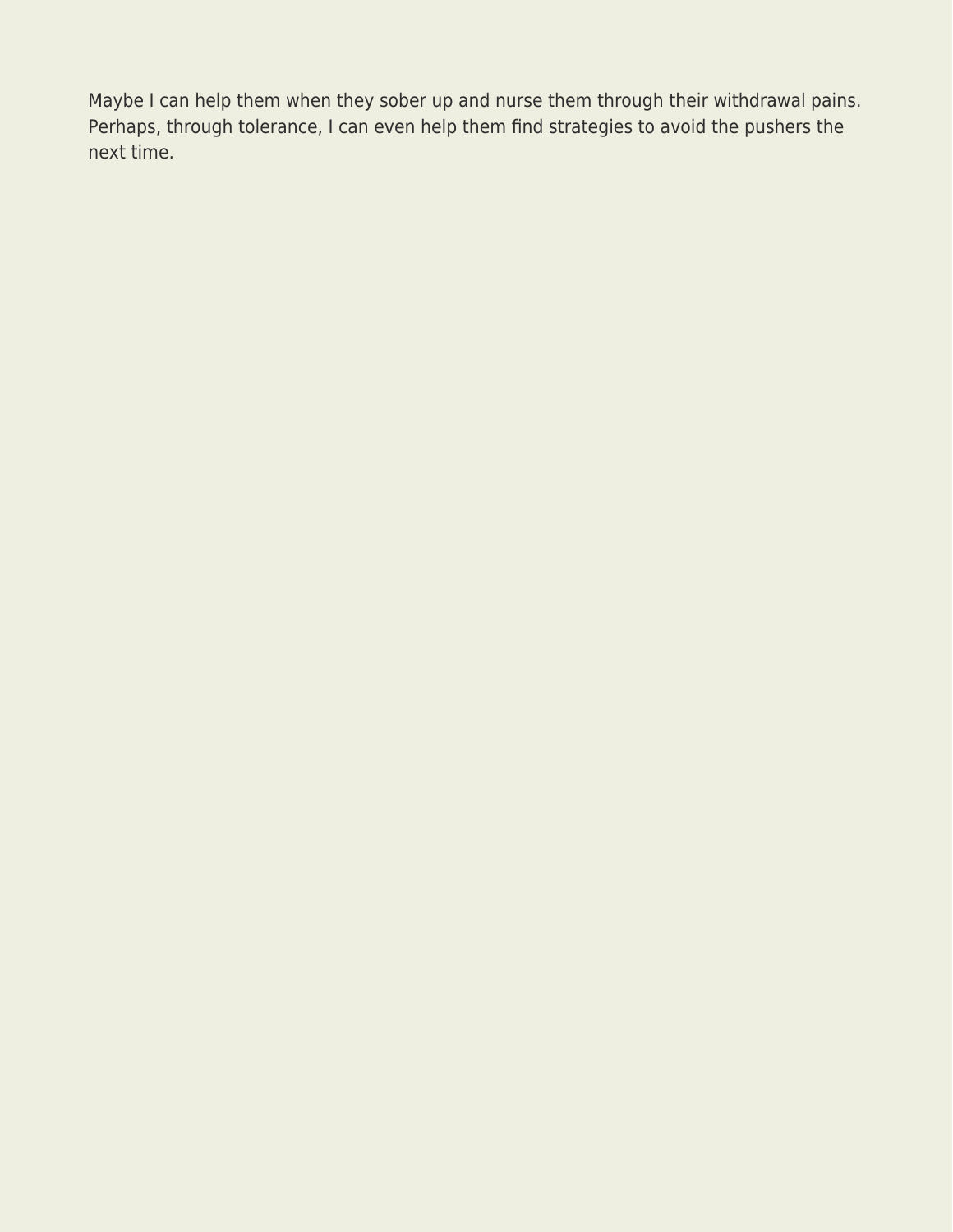Maybe I can help them when they sober up and nurse them through their withdrawal pains. Perhaps, through tolerance, I can even help them find strategies to avoid the pushers the next time.